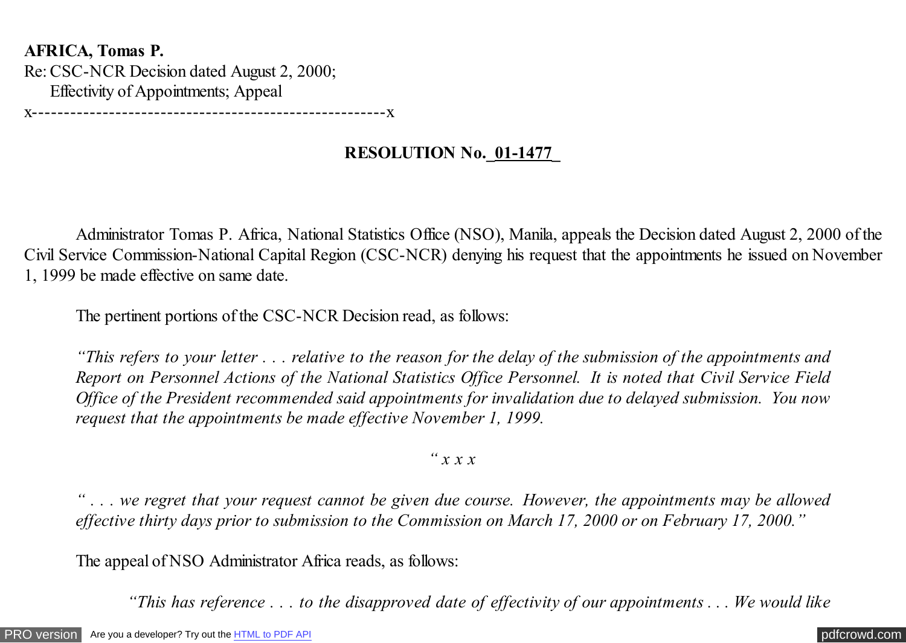**AFRICA, Tomas P.**
Re: CSC-NCR Decision dated August 2, 2000;
Effectivity of Appointments; Appeal
x-------------------------------------------------------x

**RESOLUTION No.\_01-1477\_**

Administrator Tomas P. Africa, National Statistics Office (NSO), Manila, appeals the Decision dated August 2, 2000 of the Civil Service Commission-National Capital Region (CSC-NCR) denying his request that the appointments he issued on November 1, 1999 be made effective on same date.

The pertinent portions of the CSC-NCR Decision read, as follows:

*"This refers to your letter . . . relative to the reason for the delay of the submission of the appointments and Report on Personnel Actions of the National Statistics Office Personnel. It is noted that Civil Service Field Office of the President recommended said appointments for invalidation due to delayed submission. You now request that the appointments be made effective November 1, 1999.*

*" x x x*

*" . . . we regret that your request cannot be given due course. However, the appointments may be allowed effective thirty days prior to submission to the Commission on March 17, 2000 or on February 17, 2000."*

The appeal of NSO Administrator Africa reads, as follows:

*"This has reference . . . to the disapproved date of effectivity of our appointments . . . We would like*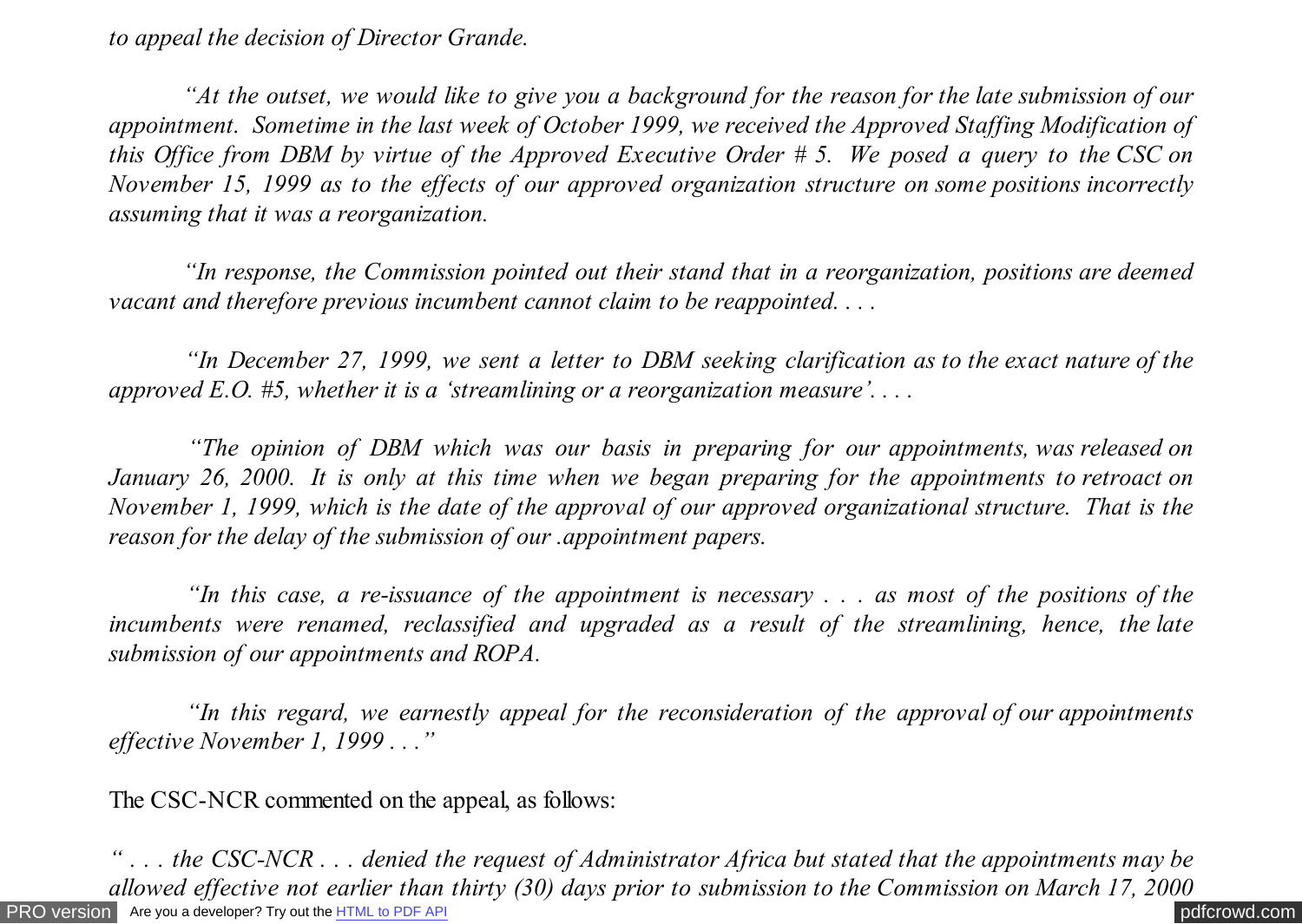*to appeal the decision of Director Grande.*

*"At the outset, we would like to give you a background for the reason for the late submission of our appointment. Sometime in the last week of October 1999, we received the Approved Staffing Modification of this Office from DBM by virtue of the Approved Executive Order # 5. We posed a query to the CSC on November 15, 1999 as to the effects of our approved organization structure on some positions incorrectly assuming that it was a reorganization.*

*"In response, the Commission pointed out their stand that in a reorganization, positions are deemed vacant and therefore previous incumbent cannot claim to be reappointed. . . .*

*"In December 27, 1999, we sent a letter to DBM seeking clarification as to the exact nature of the approved E.O. #5, whether it is a 'streamlining or a reorganization measure'. . . .*

*"The opinion of DBM which was our basis in preparing for our appointments, was released on January 26, 2000. It is only at this time when we began preparing for the appointments to retroact on November 1, 1999, which is the date of the approval of our approved organizational structure. That is the reason for the delay of the submission of our .appointment papers.*

*"In this case, a re-issuance of the appointment is necessary . . . as most of the positions of the incumbents were renamed, reclassified and upgraded as a result of the streamlining, hence, the late submission of our appointments and ROPA.*

*"In this regard, we earnestly appeal for the reconsideration of the approval of our appointments effective November 1, 1999 . . ."*

The CSC-NCR commented on the appeal, as follows:

*" . . . the CSC-NCR . . . denied the request of Administrator Africa but stated that the appointments may be allowed effective not earlier than thirty (30) days prior to submission to the Commission on March 17, 2000*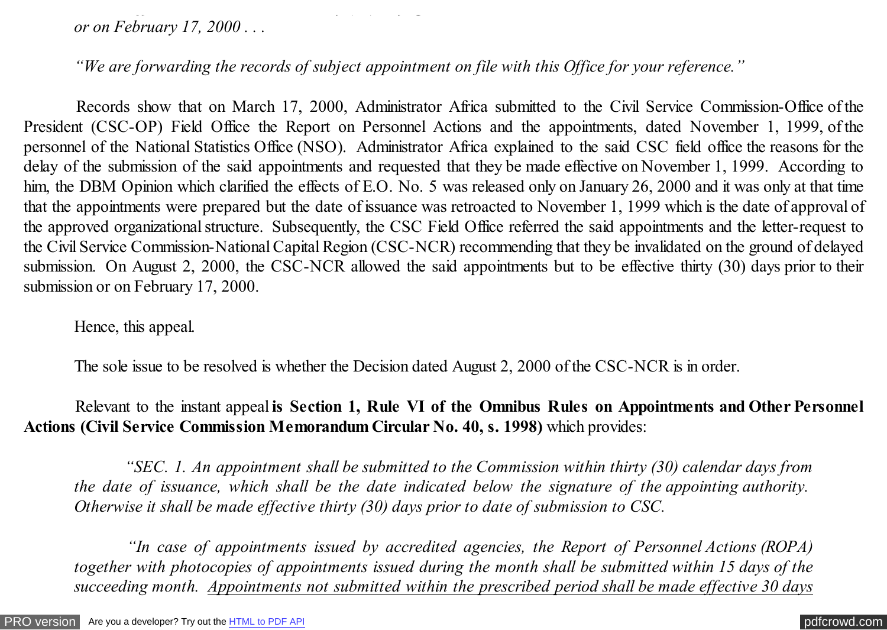*or on February 17, 2000 . . .*

*"We are forwarding the records of subject appointment on file with this Office for your reference."*

Records show that on March 17, 2000, Administrator Africa submitted to the Civil Service Commission-Office of the President (CSC-OP) Field Office the Report on Personnel Actions and the appointments, dated November 1, 1999, of the personnel of the National Statistics Office (NSO). Administrator Africa explained to the said CSC field office the reasons for the delay of the submission of the said appointments and requested that they be made effective on November 1, 1999. According to him, the DBM Opinion which clarified the effects of E.O. No. 5 was released only on January 26, 2000 and it was only at that time that the appointments were prepared but the date of issuance was retroacted to November 1, 1999 which is the date of approval of the approved organizational structure. Subsequently, the CSC Field Office referred the said appointments and the letter-request to the Civil Service Commission-National Capital Region (CSC-NCR) recommending that they be invalidated on the ground of delayed submission. On August 2, 2000, the CSC-NCR allowed the said appointments but to be effective thirty (30) days prior to their submission or on February 17, 2000.

Hence, this appeal.

The sole issue to be resolved is whether the Decision dated August 2, 2000 of the CSC-NCR is in order.

Relevant to the instant appeal **is Section 1, Rule VI of the Omnibus Rules on Appointments and Other Personnel Actions (Civil Service Commission Memorandum Circular No. 40, s. 1998)** which provides:

*"SEC. 1. An appointment shall be submitted to the Commission within thirty (30) calendar days from the date of issuance, which shall be the date indicated below the signature of the appointing authority. Otherwise it shall be made effective thirty (30) days prior to date of submission to CSC.*

*"In case of appointments issued by accredited agencies, the Report of Personnel Actions (ROPA) together with photocopies of appointments issued during the month shall be submitted within 15 days of the succeeding month. <u>Appointments not submitted within the prescribed period shall be made effective 30 days</u>*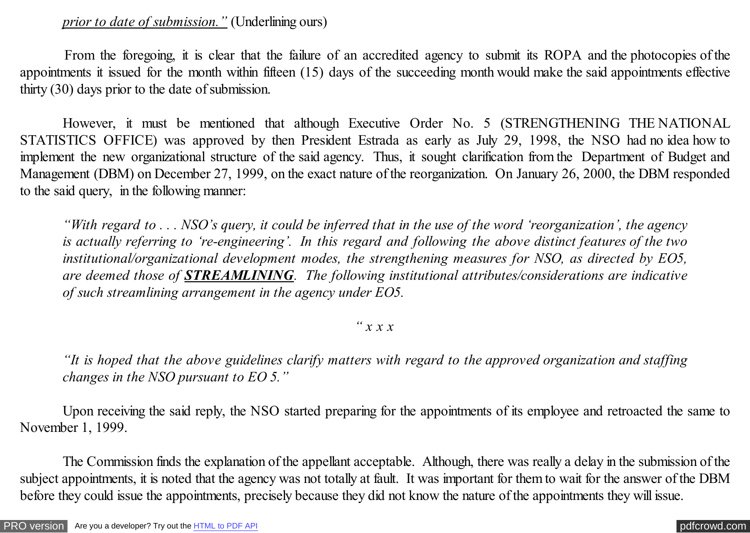*prior to date of submission."* (Underlining ours)

From the foregoing, it is clear that the failure of an accredited agency to submit its ROPA and the photocopies of the appointments it issued for the month within fifteen (15) days of the succeeding month would make the said appointments effective thirty (30) days prior to the date of submission.

However, it must be mentioned that although Executive Order No. 5 (STRENGTHENING THE NATIONAL STATISTICS OFFICE) was approved by then President Estrada as early as July 29, 1998, the NSO had no idea how to implement the new organizational structure of the said agency. Thus, it sought clarification from the Department of Budget and Management (DBM) on December 27, 1999, on the exact nature of the reorganization. On January 26, 2000, the DBM responded to the said query, in the following manner:

> *"With regard to . . . NSO's query, it could be inferred that in the use of the word 'reorganization', the agency is actually referring to 're-engineering'. In this regard and following the above distinct features of the two institutional/organizational development modes, the strengthening measures for NSO, as directed by EO5, are deemed those of **STREAMLINING**. The following institutional attributes/considerations are indicative of such streamlining arrangement in the agency under EO5.*
>
> *" x x x*
>
> *"It is hoped that the above guidelines clarify matters with regard to the approved organization and staffing changes in the NSO pursuant to EO 5."*

Upon receiving the said reply, the NSO started preparing for the appointments of its employee and retroacted the same to November 1, 1999.

The Commission finds the explanation of the appellant acceptable. Although, there was really a delay in the submission of the subject appointments, it is noted that the agency was not totally at fault. It was important for them to wait for the answer of the DBM before they could issue the appointments, precisely because they did not know the nature of the appointments they will issue.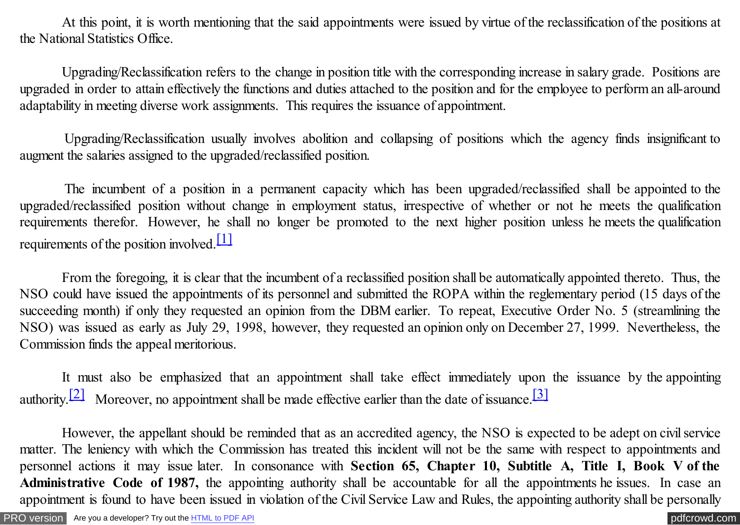At this point, it is worth mentioning that the said appointments were issued by virtue of the reclassification of the positions at the National Statistics Office.

Upgrading/Reclassification refers to the change in position title with the corresponding increase in salary grade. Positions are upgraded in order to attain effectively the functions and duties attached to the position and for the employee to perform an all-around adaptability in meeting diverse work assignments. This requires the issuance of appointment.

Upgrading/Reclassification usually involves abolition and collapsing of positions which the agency finds insignificant to augment the salaries assigned to the upgraded/reclassified position.

The incumbent of a position in a permanent capacity which has been upgraded/reclassified shall be appointed to the upgraded/reclassified position without change in employment status, irrespective of whether or not he meets the qualification requirements therefor. However, he shall no longer be promoted to the next higher position unless he meets the qualification requirements of the position involved.[1]

From the foregoing, it is clear that the incumbent of a reclassified position shall be automatically appointed thereto. Thus, the NSO could have issued the appointments of its personnel and submitted the ROPA within the reglementary period (15 days of the succeeding month) if only they requested an opinion from the DBM earlier. To repeat, Executive Order No. 5 (streamlining the NSO) was issued as early as July 29, 1998, however, they requested an opinion only on December 27, 1999. Nevertheless, the Commission finds the appeal meritorious.

It must also be emphasized that an appointment shall take effect immediately upon the issuance by the appointing authority.[2] Moreover, no appointment shall be made effective earlier than the date of issuance.[3]

However, the appellant should be reminded that as an accredited agency, the NSO is expected to be adept on civil service matter. The leniency with which the Commission has treated this incident will not be the same with respect to appointments and personnel actions it may issue later. In consonance with **Section 65, Chapter 10, Subtitle A, Title I, Book V of the Administrative Code of 1987,** the appointing authority shall be accountable for all the appointments he issues. In case an appointment is found to have been issued in violation of the Civil Service Law and Rules, the appointing authority shall be personally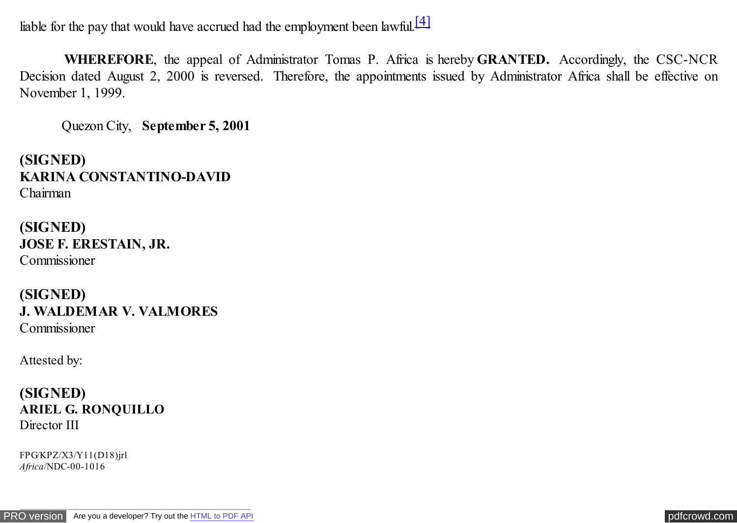liable for the pay that would have accrued had the employment been lawful.[4]

**WHEREFORE**, the appeal of Administrator Tomas P. Africa is hereby **GRANTED.** Accordingly, the CSC-NCR Decision dated August 2, 2000 is reversed. Therefore, the appointments issued by Administrator Africa shall be effective on November 1, 1999.

Quezon City, **September 5, 2001**

**(SIGNED)**
**KARINA CONSTANTINO-DAVID**
Chairman

**(SIGNED)**
**JOSE F. ERESTAIN, JR.**
Commissioner

**(SIGNED)**
**J. WALDEMAR V. VALMORES**
Commissioner

Attested by:

**(SIGNED)**
**ARIEL G. RONQUILLO**
Director III

FPG/KPZ/X3/Y11(D18)jrl
*Africa*/NDC-00-1016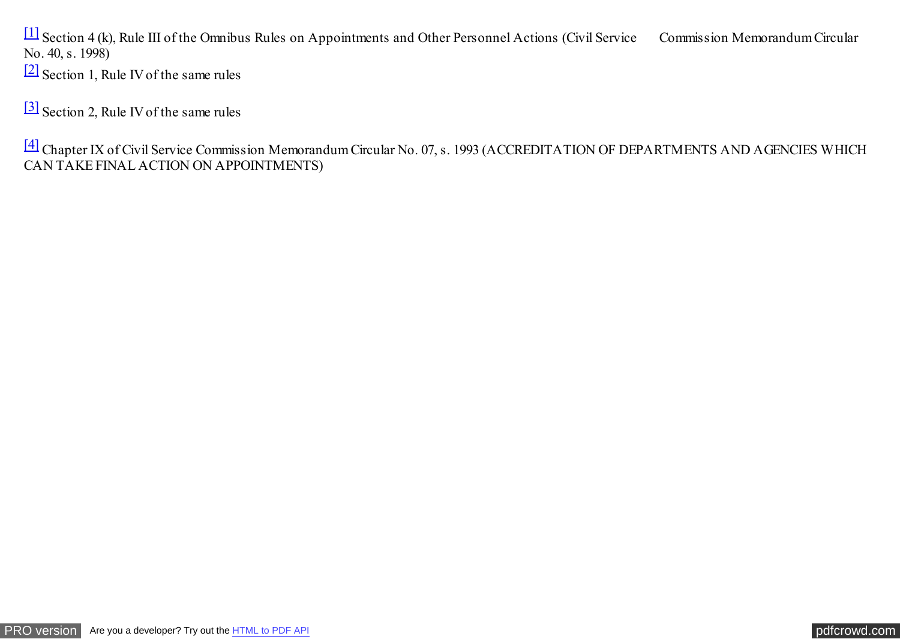[1] Section 4 (k), Rule III of the Omnibus Rules on Appointments and Other Personnel Actions (Civil Service Commission Memorandum Circular No. 40, s. 1998)

[2] Section 1, Rule IV of the same rules

[3] Section 2, Rule IV of the same rules

[4] Chapter IX of Civil Service Commission Memorandum Circular No. 07, s. 1993 (ACCREDITATION OF DEPARTMENTS AND AGENCIES WHICH CAN TAKE FINAL ACTION ON APPOINTMENTS)